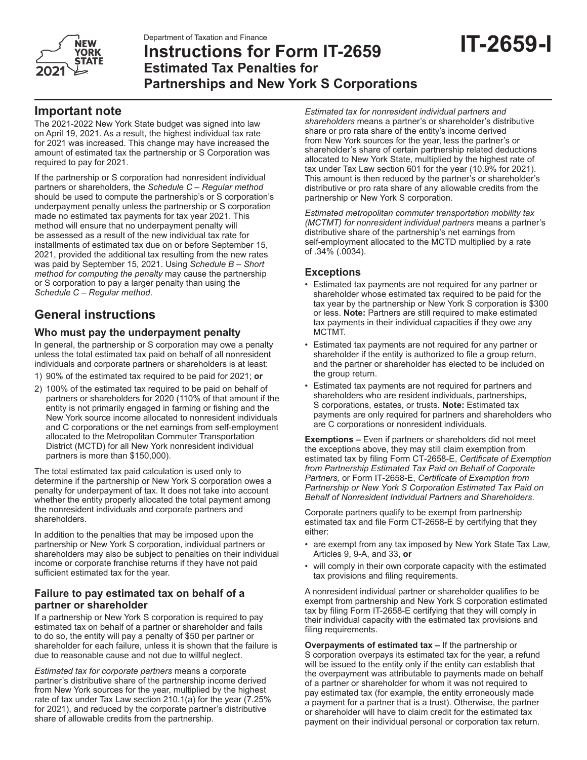Department of Taxation and Finance

# Instructions for Form IT-2659 Estimated Tax Penalties for Partnerships and New York S Corporations

**IT-2659-I**

## Important note

The 2021-2022 New York State budget was signed into law on April 19, 2021. As a result, the highest individual tax rate for 2021 was increased. This change may have increased the amount of estimated tax the partnership or S Corporation was required to pay for 2021.

If the partnership or S corporation had nonresident individual partners or shareholders, the *Schedule C – Regular method* should be used to compute the partnership's or S corporation's underpayment penalty unless the partnership or S corporation made no estimated tax payments for tax year 2021. This method will ensure that no underpayment penalty will be assessed as a result of the new individual tax rate for installments of estimated tax due on or before September 15, 2021, provided the additional tax resulting from the new rates was paid by September 15, 2021. Using *Schedule B – Short method for computing the penalty* may cause the partnership or S corporation to pay a larger penalty than using the *Schedule C – Regular method*.

## General instructions

### Who must pay the underpayment penalty

In general, the partnership or S corporation may owe a penalty unless the total estimated tax paid on behalf of all nonresident individuals and corporate partners or shareholders is at least:

1) 90% of the estimated tax required to be paid for 2021; **or**
2) 100% of the estimated tax required to be paid on behalf of partners or shareholders for 2020 (110% of that amount if the entity is not primarily engaged in farming or fishing and the New York source income allocated to nonresident individuals and C corporations or the net earnings from self-employment allocated to the Metropolitan Commuter Transportation District (MCTD) for all New York nonresident individual partners is more than $150,000).

The total estimated tax paid calculation is used only to determine if the partnership or New York S corporation owes a penalty for underpayment of tax. It does not take into account whether the entity properly allocated the total payment among the nonresident individuals and corporate partners and shareholders.

In addition to the penalties that may be imposed upon the partnership or New York S corporation, individual partners or shareholders may also be subject to penalties on their individual income or corporate franchise returns if they have not paid sufficient estimated tax for the year.

### Failure to pay estimated tax on behalf of a partner or shareholder

If a partnership or New York S corporation is required to pay estimated tax on behalf of a partner or shareholder and fails to do so, the entity will pay a penalty of $50 per partner or shareholder for each failure, unless it is shown that the failure is due to reasonable cause and not due to willful neglect.

*Estimated tax for corporate partners* means a corporate partner's distributive share of the partnership income derived from New York sources for the year, multiplied by the highest rate of tax under Tax Law section 210.1(a) for the year (7.25% for 2021), and reduced by the corporate partner's distributive share of allowable credits from the partnership.

*Estimated tax for nonresident individual partners and shareholders* means a partner's or shareholder's distributive share or pro rata share of the entity's income derived from New York sources for the year, less the partner's or shareholder's share of certain partnership related deductions allocated to New York State, multiplied by the highest rate of tax under Tax Law section 601 for the year (10.9% for 2021). This amount is then reduced by the partner's or shareholder's distributive or pro rata share of any allowable credits from the partnership or New York S corporation.

*Estimated metropolitan commuter transportation mobility tax (MCTMT) for nonresident individual partners* means a partner's distributive share of the partnership's net earnings from self-employment allocated to the MCTD multiplied by a rate of .34% (.0034).

### Exceptions

- Estimated tax payments are not required for any partner or shareholder whose estimated tax required to be paid for the tax year by the partnership or New York S corporation is $300 or less. **Note:** Partners are still required to make estimated tax payments in their individual capacities if they owe any MCTMT.
- Estimated tax payments are not required for any partner or shareholder if the entity is authorized to file a group return, and the partner or shareholder has elected to be included on the group return.
- Estimated tax payments are not required for partners and shareholders who are resident individuals, partnerships, S corporations, estates, or trusts. **Note:** Estimated tax payments are only required for partners and shareholders who are C corporations or nonresident individuals.

**Exemptions –** Even if partners or shareholders did not meet the exceptions above, they may still claim exemption from estimated tax by filing Form CT-2658-E, *Certificate of Exemption from Partnership Estimated Tax Paid on Behalf of Corporate Partners,* or Form IT-2658-E, *Certificate of Exemption from Partnership or New York S Corporation Estimated Tax Paid on Behalf of Nonresident Individual Partners and Shareholders*.

Corporate partners qualify to be exempt from partnership estimated tax and file Form CT-2658-E by certifying that they either:

- are exempt from any tax imposed by New York State Tax Law, Articles 9, 9-A, and 33, **or**
- will comply in their own corporate capacity with the estimated tax provisions and filing requirements.

A nonresident individual partner or shareholder qualifies to be exempt from partnership and New York S corporation estimated tax by filing Form IT-2658-E certifying that they will comply in their individual capacity with the estimated tax provisions and filing requirements.

**Overpayments of estimated tax –** If the partnership or S corporation overpays its estimated tax for the year, a refund will be issued to the entity only if the entity can establish that the overpayment was attributable to payments made on behalf of a partner or shareholder for whom it was not required to pay estimated tax (for example, the entity erroneously made a payment for a partner that is a trust). Otherwise, the partner or shareholder will have to claim credit for the estimated tax payment on their individual personal or corporation tax return.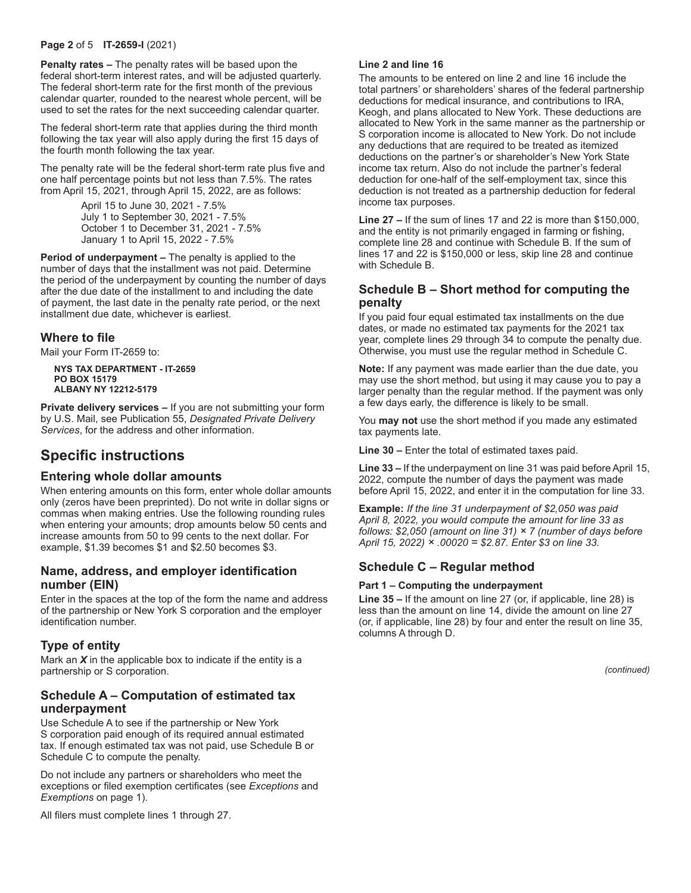**Penalty rates –** The penalty rates will be based upon the federal short-term interest rates, and will be adjusted quarterly. The federal short-term rate for the first month of the previous calendar quarter, rounded to the nearest whole percent, will be used to set the rates for the next succeeding calendar quarter.

The federal short-term rate that applies during the third month following the tax year will also apply during the first 15 days of the fourth month following the tax year.

The penalty rate will be the federal short-term rate plus five and one half percentage points but not less than 7.5%. The rates from April 15, 2021, through April 15, 2022, are as follows:

April 15 to June 30, 2021 - 7.5%
July 1 to September 30, 2021 - 7.5%
October 1 to December 31, 2021 - 7.5%
January 1 to April 15, 2022 - 7.5%

**Period of underpayment –** The penalty is applied to the number of days that the installment was not paid. Determine the period of the underpayment by counting the number of days after the due date of the installment to and including the date of payment, the last date in the penalty rate period, or the next installment due date, whichever is earliest.

## Where to file

Mail your Form IT-2659 to:

**NYS TAX DEPARTMENT - IT-2659**
**PO BOX 15179**
**ALBANY NY 12212-5179**

**Private delivery services –** If you are not submitting your form by U.S. Mail, see Publication 55, *Designated Private Delivery Services*, for the address and other information.

# Specific instructions

## Entering whole dollar amounts

When entering amounts on this form, enter whole dollar amounts only (zeros have been preprinted). Do not write in dollar signs or commas when making entries. Use the following rounding rules when entering your amounts; drop amounts below 50 cents and increase amounts from 50 to 99 cents to the next dollar. For example, $1.39 becomes $1 and $2.50 becomes $3.

## Name, address, and employer identification number (EIN)

Enter in the spaces at the top of the form the name and address of the partnership or New York S corporation and the employer identification number.

## Type of entity

Mark an ***X*** in the applicable box to indicate if the entity is a partnership or S corporation.

## Schedule A – Computation of estimated tax underpayment

Use Schedule A to see if the partnership or New York S corporation paid enough of its required annual estimated tax. If enough estimated tax was not paid, use Schedule B or Schedule C to compute the penalty.

Do not include any partners or shareholders who meet the exceptions or filed exemption certificates (see *Exceptions* and *Exemptions* on page 1).

All filers must complete lines 1 through 27.

**Line 2 and line 16**

The amounts to be entered on line 2 and line 16 include the total partners' or shareholders' shares of the federal partnership deductions for medical insurance, and contributions to IRA, Keogh, and plans allocated to New York. These deductions are allocated to New York in the same manner as the partnership or S corporation income is allocated to New York. Do not include any deductions that are required to be treated as itemized deductions on the partner's or shareholder's New York State income tax return. Also do not include the partner's federal deduction for one-half of the self-employment tax, since this deduction is not treated as a partnership deduction for federal income tax purposes.

**Line 27 –** If the sum of lines 17 and 22 is more than $150,000, and the entity is not primarily engaged in farming or fishing, complete line 28 and continue with Schedule B. If the sum of lines 17 and 22 is $150,000 or less, skip line 28 and continue with Schedule B.

## Schedule B – Short method for computing the penalty

If you paid four equal estimated tax installments on the due dates, or made no estimated tax payments for the 2021 tax year, complete lines 29 through 34 to compute the penalty due. Otherwise, you must use the regular method in Schedule C.

**Note:** If any payment was made earlier than the due date, you may use the short method, but using it may cause you to pay a larger penalty than the regular method. If the payment was only a few days early, the difference is likely to be small.

You **may not** use the short method if you made any estimated tax payments late.

**Line 30 –** Enter the total of estimated taxes paid.

**Line 33 –** If the underpayment on line 31 was paid before April 15, 2022, compute the number of days the payment was made before April 15, 2022, and enter it in the computation for line 33.

**Example:** *If the line 31 underpayment of $2,050 was paid April 8, 2022, you would compute the amount for line 33 as follows: $2,050 (amount on line 31) × 7 (number of days before April 15, 2022) × .00020 = $2.87. Enter $3 on line 33.*

## Schedule C – Regular method

**Part 1 – Computing the underpayment**

**Line 35 –** If the amount on line 27 (or, if applicable, line 28) is less than the amount on line 14, divide the amount on line 27 (or, if applicable, line 28) by four and enter the result on line 35, columns A through D.

*(continued)*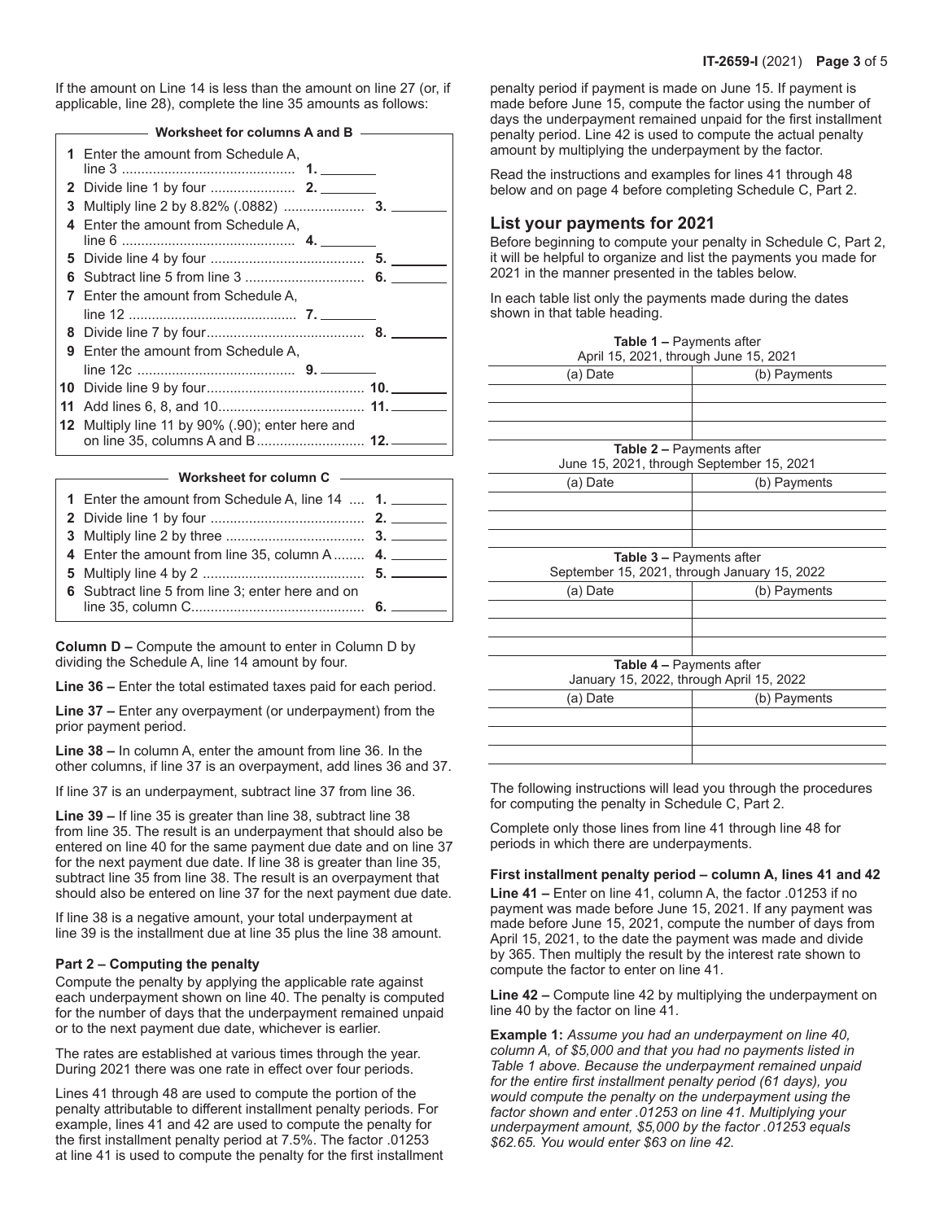If the amount on Line 14 is less than the amount on line 27 (or, if applicable, line 28), complete the line 35 amounts as follows:

**Worksheet for columns A and B**

| | | |
|---|---|---|
| **1** | Enter the amount from Schedule A, line 3 ............................................ **1.** _______ | |
| **2** | Divide line 1 by four ...................... **2.** _______ | |
| **3** | Multiply line 2 by 8.82% (.0882) ..................... | **3.** _______ |
| **4** | Enter the amount from Schedule A, line 6 ............................................ **4.** _______ | |
| **5** | Divide line 4 by four ........................................ | **5.** _______ |
| **6** | Subtract line 5 from line 3 .............................. | **6.** _______ |
| **7** | Enter the amount from Schedule A, line 12 ........................................... **7.** _______ | |
| **8** | Divide line 7 by four......................................... | **8.** _______ |
| **9** | Enter the amount from Schedule A, line 12c ......................................... **9.** _______ | |
| **10** | Divide line 9 by four......................................... | **10.** _______ |
| **11** | Add lines 6, 8, and 10...................................... | **11.** _______ |
| **12** | Multiply line 11 by 90% (.90); enter here and on line 35, columns A and B............................ | **12.** _______ |

**Worksheet for column C**

| | | |
|---|---|---|
| **1** | Enter the amount from Schedule A, line 14 .... | **1.** _______ |
| **2** | Divide line 1 by four ........................................ | **2.** _______ |
| **3** | Multiply line 2 by three .................................... | **3.** _______ |
| **4** | Enter the amount from line 35, column A ........ | **4.** _______ |
| **5** | Multiply line 4 by 2 .......................................... | **5.** _______ |
| **6** | Subtract line 5 from line 3; enter here and on line 35, column C............................................ | **6.** _______ |

**Column D –** Compute the amount to enter in Column D by dividing the Schedule A, line 14 amount by four.

**Line 36 –** Enter the total estimated taxes paid for each period.

**Line 37 –** Enter any overpayment (or underpayment) from the prior payment period.

**Line 38 –** In column A, enter the amount from line 36. In the other columns, if line 37 is an overpayment, add lines 36 and 37.

If line 37 is an underpayment, subtract line 37 from line 36.

**Line 39 –** If line 35 is greater than line 38, subtract line 38 from line 35. The result is an underpayment that should also be entered on line 40 for the same payment due date and on line 37 for the next payment due date. If line 38 is greater than line 35, subtract line 35 from line 38. The result is an overpayment that should also be entered on line 37 for the next payment due date.

If line 38 is a negative amount, your total underpayment at line 39 is the installment due at line 35 plus the line 38 amount.

**Part 2 – Computing the penalty**

Compute the penalty by applying the applicable rate against each underpayment shown on line 40. The penalty is computed for the number of days that the underpayment remained unpaid or to the next payment due date, whichever is earlier.

The rates are established at various times through the year. During 2021 there was one rate in effect over four periods.

Lines 41 through 48 are used to compute the portion of the penalty attributable to different installment penalty periods. For example, lines 41 and 42 are used to compute the penalty for the first installment penalty period at 7.5%. The factor .01253 at line 41 is used to compute the penalty for the first installment penalty period if payment is made on June 15. If payment is made before June 15, compute the factor using the number of days the underpayment remained unpaid for the first installment penalty period. Line 42 is used to compute the actual penalty amount by multiplying the underpayment by the factor.

Read the instructions and examples for lines 41 through 48 below and on page 4 before completing Schedule C, Part 2.

## List your payments for 2021

Before beginning to compute your penalty in Schedule C, Part 2, it will be helpful to organize and list the payments you made for 2021 in the manner presented in the tables below.

In each table list only the payments made during the dates shown in that table heading.

**Table 1 –** Payments after April 15, 2021, through June 15, 2021

| (a) Date | (b) Payments |
|---|---|
| | |
| | |
| | |

**Table 2 –** Payments after June 15, 2021, through September 15, 2021

| (a) Date | (b) Payments |
|---|---|
| | |
| | |
| | |

**Table 3 –** Payments after September 15, 2021, through January 15, 2022

| (a) Date | (b) Payments |
|---|---|
| | |
| | |
| | |

**Table 4 –** Payments after January 15, 2022, through April 15, 2022

| (a) Date | (b) Payments |
|---|---|
| | |
| | |
| | |

The following instructions will lead you through the procedures for computing the penalty in Schedule C, Part 2.

Complete only those lines from line 41 through line 48 for periods in which there are underpayments.

**First installment penalty period – column A, lines 41 and 42**

**Line 41 –** Enter on line 41, column A, the factor .01253 if no payment was made before June 15, 2021. If any payment was made before June 15, 2021, compute the number of days from April 15, 2021, to the date the payment was made and divide by 365. Then multiply the result by the interest rate shown to compute the factor to enter on line 41.

**Line 42 –** Compute line 42 by multiplying the underpayment on line 40 by the factor on line 41.

**Example 1:** *Assume you had an underpayment on line 40, column A, of $5,000 and that you had no payments listed in Table 1 above. Because the underpayment remained unpaid for the entire first installment penalty period (61 days), you would compute the penalty on the underpayment using the factor shown and enter .01253 on line 41. Multiplying your underpayment amount, $5,000 by the factor .01253 equals $62.65. You would enter $63 on line 42.*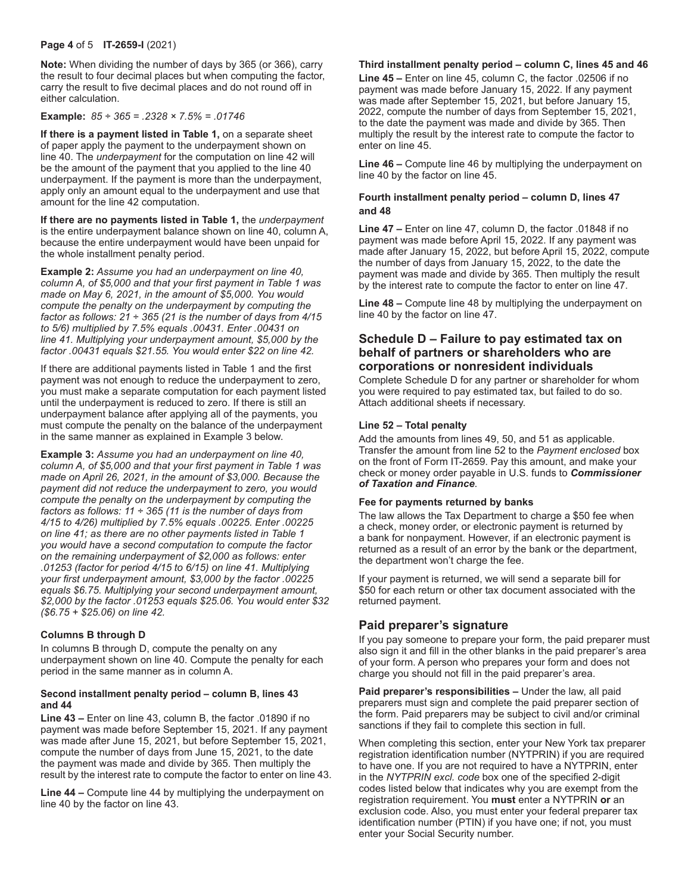**Note:** When dividing the number of days by 365 (or 366), carry the result to four decimal places but when computing the factor, carry the result to five decimal places and do not round off in either calculation.

**Example:** *85 ÷ 365 = .2328 × 7.5% = .01746*

**If there is a payment listed in Table 1,** on a separate sheet of paper apply the payment to the underpayment shown on line 40. The *underpayment* for the computation on line 42 will be the amount of the payment that you applied to the line 40 underpayment. If the payment is more than the underpayment, apply only an amount equal to the underpayment and use that amount for the line 42 computation.

**If there are no payments listed in Table 1,** the *underpayment* is the entire underpayment balance shown on line 40, column A, because the entire underpayment would have been unpaid for the whole installment penalty period.

**Example 2:** *Assume you had an underpayment on line 40, column A, of $5,000 and that your first payment in Table 1 was made on May 6, 2021, in the amount of $5,000. You would compute the penalty on the underpayment by computing the factor as follows: 21 ÷ 365 (21 is the number of days from 4/15 to 5/6) multiplied by 7.5% equals .00431. Enter .00431 on line 41. Multiplying your underpayment amount, $5,000 by the factor .00431 equals $21.55. You would enter $22 on line 42.*

If there are additional payments listed in Table 1 and the first payment was not enough to reduce the underpayment to zero, you must make a separate computation for each payment listed until the underpayment is reduced to zero. If there is still an underpayment balance after applying all of the payments, you must compute the penalty on the balance of the underpayment in the same manner as explained in Example 3 below.

**Example 3:** *Assume you had an underpayment on line 40, column A, of $5,000 and that your first payment in Table 1 was made on April 26, 2021, in the amount of $3,000. Because the payment did not reduce the underpayment to zero, you would compute the penalty on the underpayment by computing the factors as follows: 11 ÷ 365 (11 is the number of days from 4/15 to 4/26) multiplied by 7.5% equals .00225. Enter .00225 on line 41; as there are no other payments listed in Table 1 you would have a second computation to compute the factor on the remaining underpayment of $2,000 as follows: enter .01253 (factor for period 4/15 to 6/15) on line 41. Multiplying your first underpayment amount, $3,000 by the factor .00225 equals $6.75. Multiplying your second underpayment amount, $2,000 by the factor .01253 equals $25.06. You would enter $32 ($6.75 + $25.06) on line 42.*

**Columns B through D**

In columns B through D, compute the penalty on any underpayment shown on line 40. Compute the penalty for each period in the same manner as in column A.

**Second installment penalty period – column B, lines 43 and 44**

**Line 43 –** Enter on line 43, column B, the factor .01890 if no payment was made before September 15, 2021. If any payment was made after June 15, 2021, but before September 15, 2021, compute the number of days from June 15, 2021, to the date the payment was made and divide by 365. Then multiply the result by the interest rate to compute the factor to enter on line 43.

**Line 44 –** Compute line 44 by multiplying the underpayment on line 40 by the factor on line 43.

**Third installment penalty period – column C, lines 45 and 46**

**Line 45 –** Enter on line 45, column C, the factor .02506 if no payment was made before January 15, 2022. If any payment was made after September 15, 2021, but before January 15, 2022, compute the number of days from September 15, 2021, to the date the payment was made and divide by 365. Then multiply the result by the interest rate to compute the factor to enter on line 45.

**Line 46 –** Compute line 46 by multiplying the underpayment on line 40 by the factor on line 45.

**Fourth installment penalty period – column D, lines 47 and 48**

**Line 47 –** Enter on line 47, column D, the factor .01848 if no payment was made before April 15, 2022. If any payment was made after January 15, 2022, but before April 15, 2022, compute the number of days from January 15, 2022, to the date the payment was made and divide by 365. Then multiply the result by the interest rate to compute the factor to enter on line 47.

**Line 48 –** Compute line 48 by multiplying the underpayment on line 40 by the factor on line 47.

## Schedule D – Failure to pay estimated tax on behalf of partners or shareholders who are corporations or nonresident individuals

Complete Schedule D for any partner or shareholder for whom you were required to pay estimated tax, but failed to do so. Attach additional sheets if necessary.

**Line 52 – Total penalty**

Add the amounts from lines 49, 50, and 51 as applicable. Transfer the amount from line 52 to the *Payment enclosed* box on the front of Form IT-2659. Pay this amount, and make your check or money order payable in U.S. funds to ***Commissioner of Taxation and Finance***.

**Fee for payments returned by banks**

The law allows the Tax Department to charge a $50 fee when a check, money order, or electronic payment is returned by a bank for nonpayment. However, if an electronic payment is returned as a result of an error by the bank or the department, the department won't charge the fee.

If your payment is returned, we will send a separate bill for $50 for each return or other tax document associated with the returned payment.

## Paid preparer's signature

If you pay someone to prepare your form, the paid preparer must also sign it and fill in the other blanks in the paid preparer's area of your form. A person who prepares your form and does not charge you should not fill in the paid preparer's area.

**Paid preparer's responsibilities –** Under the law, all paid preparers must sign and complete the paid preparer section of the form. Paid preparers may be subject to civil and/or criminal sanctions if they fail to complete this section in full.

When completing this section, enter your New York tax preparer registration identification number (NYTPRIN) if you are required to have one. If you are not required to have a NYTPRIN, enter in the *NYTPRIN excl. code* box one of the specified 2-digit codes listed below that indicates why you are exempt from the registration requirement. You **must** enter a NYTPRIN **or** an exclusion code. Also, you must enter your federal preparer tax identification number (PTIN) if you have one; if not, you must enter your Social Security number.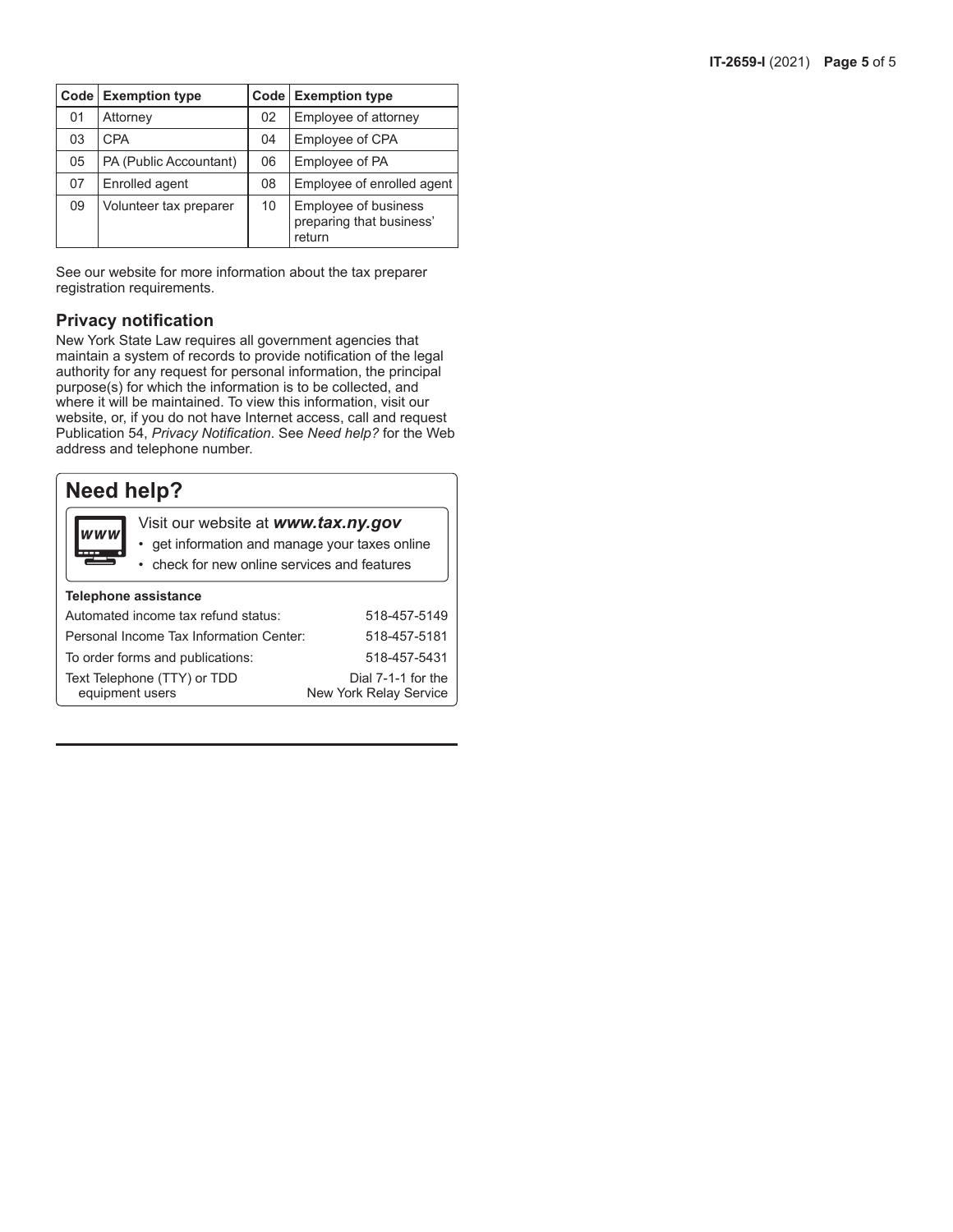| Code | Exemption type | Code | Exemption type |
|---|---|---|---|
| 01 | Attorney | 02 | Employee of attorney |
| 03 | CPA | 04 | Employee of CPA |
| 05 | PA (Public Accountant) | 06 | Employee of PA |
| 07 | Enrolled agent | 08 | Employee of enrolled agent |
| 09 | Volunteer tax preparer | 10 | Employee of business preparing that business' return |

See our website for more information about the tax preparer registration requirements.

### Privacy notification

New York State Law requires all government agencies that maintain a system of records to provide notification of the legal authority for any request for personal information, the principal purpose(s) for which the information is to be collected, and where it will be maintained. To view this information, visit our website, or, if you do not have Internet access, call and request Publication 54, *Privacy Notification*. See *Need help?* for the Web address and telephone number.

## Need help?

Visit our website at ***www.tax.ny.gov***

- get information and manage your taxes online
- check for new online services and features

**Telephone assistance**

| | |
|---|---|
| Automated income tax refund status: | 518-457-5149 |
| Personal Income Tax Information Center: | 518-457-5181 |
| To order forms and publications: | 518-457-5431 |
| Text Telephone (TTY) or TDD equipment users | Dial 7-1-1 for the New York Relay Service |